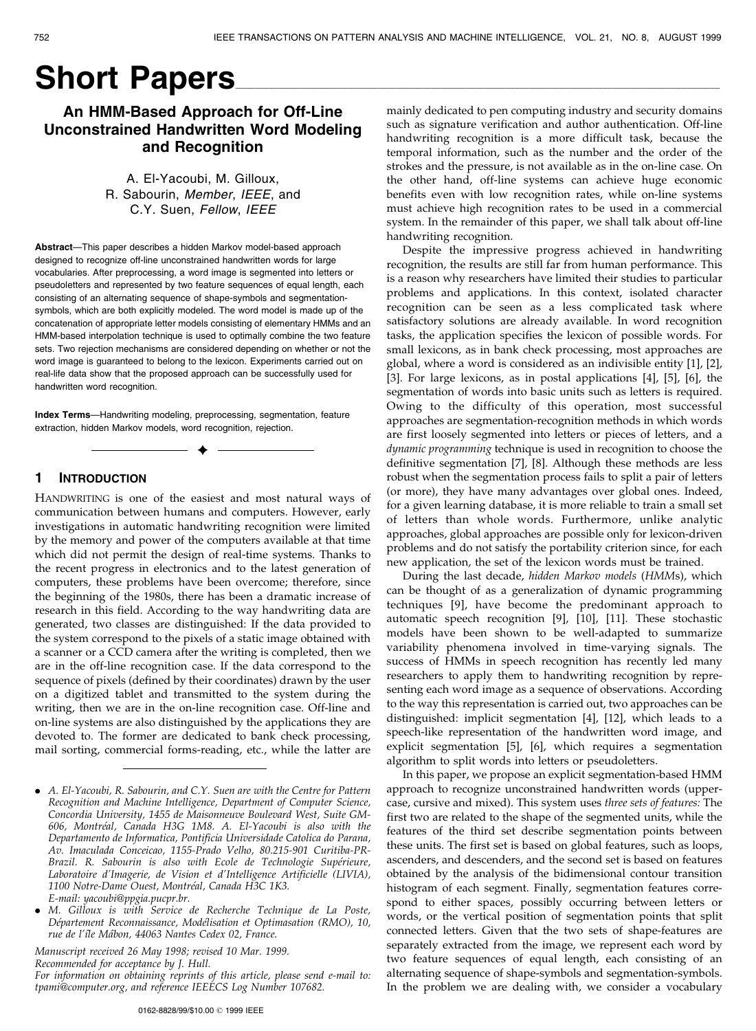# Short Papers

## An HMM-Based Approach for Off-Line Unconstrained Handwritten Word Modeling and Recognition

A. El-Yacoubi, M. Gilloux, R. Sabourin, *Member*, *IEEE*, and C.Y. Suen, *Fellow*, *IEEE*

**Abstract**—This paper describes a hidden Markov model-based approach designed to recognize off-line unconstrained handwritten words for large vocabularies. After preprocessing, a word image is segmented into letters or pseudoletters and represented by two feature sequences of equal length, each consisting of an alternating sequence of shape-symbols and segmentation-symbols, which are both explicitly modeled. The word model is made up of the concatenation of appropriate letter models consisting of elementary HMMs and an HMM-based interpolation technique is used to optimally combine the two feature sets. Two rejection mechanisms are considered depending on whether or not the word image is guaranteed to belong to the lexicon. Experiments carried out on real-life data show that the proposed approach can be successfully used for handwritten word recognition.

**Index Terms**—Handwriting modeling, preprocessing, segmentation, feature extraction, hidden Markov models, word recognition, rejection.

## 1 Introduction

Handwriting is one of the easiest and most natural ways of communication between humans and computers. However, early investigations in automatic handwriting recognition were limited by the memory and power of the computers available at that time which did not permit the design of real-time systems. Thanks to the recent progress in electronics and to the latest generation of computers, these problems have been overcome; therefore, since the beginning of the 1980s, there has been a dramatic increase of research in this field. According to the way handwriting data are generated, two classes are distinguished: If the data provided to the system correspond to the pixels of a static image obtained with a scanner or a CCD camera after the writing is completed, then we are in the off-line recognition case. If the data correspond to the sequence of pixels (defined by their coordinates) drawn by the user on a digitized tablet and transmitted to the system during the writing, then we are in the on-line recognition case. Off-line and on-line systems are also distinguished by the applications they are devoted to. The former are dedicated to bank check processing, mail sorting, commercial forms-reading, etc., while the latter are mainly dedicated to pen computing industry and security domains such as signature verification and author authentication. Off-line handwriting recognition is a more difficult task, because the temporal information, such as the number and the order of the strokes and the pressure, is not available as in the on-line case. On the other hand, off-line systems can achieve huge economic benefits even with low recognition rates, while on-line systems must achieve high recognition rates to be used in a commercial system. In the remainder of this paper, we shall talk about off-line handwriting recognition.

Despite the impressive progress achieved in handwriting recognition, the results are still far from human performance. This is a reason why researchers have limited their studies to particular problems and applications. In this context, isolated character recognition can be seen as a less complicated task where satisfactory solutions are already available. In word recognition tasks, the application specifies the lexicon of possible words. For small lexicons, as in bank check processing, most approaches are global, where a word is considered as an indivisible entity [1], [2], [3]. For large lexicons, as in postal applications [4], [5], [6], the segmentation of words into basic units such as letters is required. Owing to the difficulty of this operation, most successful approaches are segmentation-recognition methods in which words are first loosely segmented into letters or pieces of letters, and a *dynamic programming* technique is used in recognition to choose the definitive segmentation [7], [8]. Although these methods are less robust when the segmentation process fails to split a pair of letters (or more), they have many advantages over global ones. Indeed, for a given learning database, it is more reliable to train a small set of letters than whole words. Furthermore, unlike analytic approaches, global approaches are possible only for lexicon-driven problems and do not satisfy the portability criterion since, for each new application, the set of the lexicon words must be trained.

During the last decade, *hidden Markov models* (*HMMs*), which can be thought of as a generalization of dynamic programming techniques [9], have become the predominant approach to automatic speech recognition [9], [10], [11]. These stochastic models have been shown to be well-adapted to summarize variability phenomena involved in time-varying signals. The success of HMMs in speech recognition has recently led many researchers to apply them to handwriting recognition by representing each word image as a sequence of observations. According to the way this representation is carried out, two approaches can be distinguished: implicit segmentation [4], [12], which leads to a speech-like representation of the handwritten word image, and explicit segmentation [5], [6], which requires a segmentation algorithm to split words into letters or pseudoletters.

In this paper, we propose an explicit segmentation-based HMM approach to recognize unconstrained handwritten words (uppercase, cursive and mixed). This system uses *three sets of features:* The first two are related to the shape of the segmented units, while the features of the third set describe segmentation points between these units. The first set is based on global features, such as loops, ascenders, and descenders, and the second set is based on features obtained by the analysis of the bidimensional contour transition histogram of each segment. Finally, segmentation features correspond to either spaces, possibly occurring between letters or words, or the vertical position of segmentation points that split connected letters. Given that the two sets of shape-features are separately extracted from the image, we represent each word by two feature sequences of equal length, each consisting of an alternating sequence of shape-symbols and segmentation-symbols. In the problem we are dealing with, we consider a vocabulary

- *A. El-Yacoubi, R. Sabourin, and C.Y. Suen are with the Centre for Pattern Recognition and Machine Intelligence, Department of Computer Science, Concordia University, 1455 de Maisonneuve Boulevard West, Suite GM-606, Montréal, Canada H3G 1M8. A. El-Yacoubi is also with the Departamento de Informatica, Pontificia Universidade Catolica do Parana, Av. Imaculada Conceicao, 1155-Prado Velho, 80.215-901 Curitiba-PR-Brazil. R. Sabourin is also with Ecole de Technologie Supérieure, Laboratoire d'Imagerie, de Vision et d'Intelligence Artificielle (LIVIA), 1100 Notre-Dame Ouest, Montréal, Canada H3C 1K3. E-mail: yacoubi@ppgia.pucpr.br.*
- *M. Gilloux is with Service de Recherche Technique de La Poste, Département Reconnaissance, Modélisation et Optimasation (RMO), 10, rue de l'île Mâbon, 44063 Nantes Cedex 02, France.*

*Manuscript received 26 May 1998; revised 10 Mar. 1999. Recommended for acceptance by J. Hull. For information on obtaining reprints of this article, please send e-mail to: tpami@computer.org, and reference IEEECS Log Number 107682.*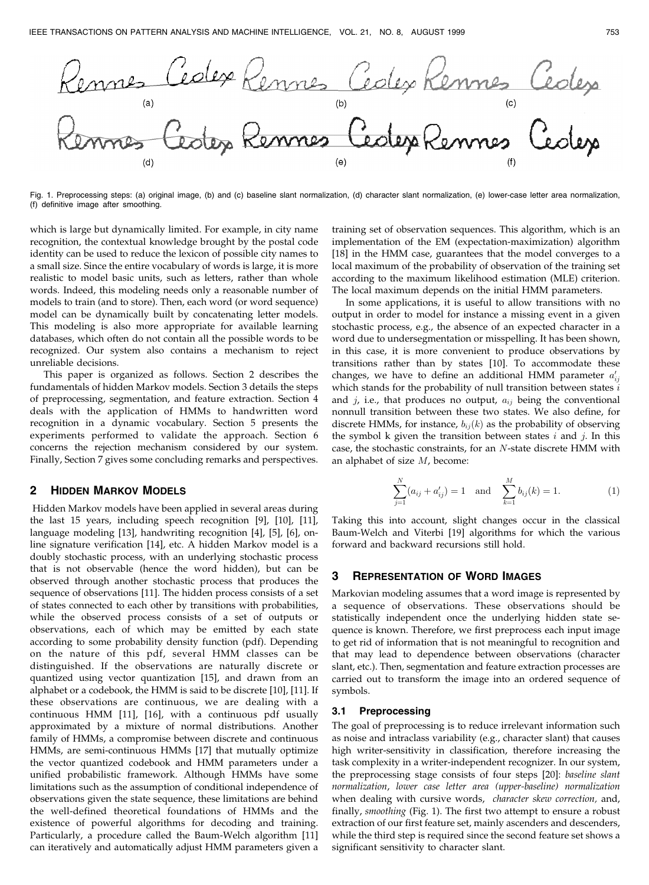Fig. 1. Preprocessing steps: (a) original image, (b) and (c) baseline slant normalization, (d) character slant normalization, (e) lower-case letter area normalization, (f) definitive image after smoothing.

which is large but dynamically limited. For example, in city name recognition, the contextual knowledge brought by the postal code identity can be used to reduce the lexicon of possible city names to a small size. Since the entire vocabulary of words is large, it is more realistic to model basic units, such as letters, rather than whole words. Indeed, this modeling needs only a reasonable number of models to train (and to store). Then, each word (or word sequence) model can be dynamically built by concatenating letter models. This modeling is also more appropriate for available learning databases, which often do not contain all the possible words to be recognized. Our system also contains a mechanism to reject unreliable decisions.

This paper is organized as follows. Section 2 describes the fundamentals of hidden Markov models. Section 3 details the steps of preprocessing, segmentation, and feature extraction. Section 4 deals with the application of HMMs to handwritten word recognition in a dynamic vocabulary. Section 5 presents the experiments performed to validate the approach. Section 6 concerns the rejection mechanism considered by our system. Finally, Section 7 gives some concluding remarks and perspectives.

## 2 Hidden Markov Models

Hidden Markov models have been applied in several areas during the last 15 years, including speech recognition [9], [10], [11], language modeling [13], handwriting recognition [4], [5], [6], on-line signature verification [14], etc. A hidden Markov model is a doubly stochastic process, with an underlying stochastic process that is not observable (hence the word hidden), but can be observed through another stochastic process that produces the sequence of observations [11]. The hidden process consists of a set of states connected to each other by transitions with probabilities, while the observed process consists of a set of outputs or observations, each of which may be emitted by each state according to some probability density function (pdf). Depending on the nature of this pdf, several HMM classes can be distinguished. If the observations are naturally discrete or quantized using vector quantization [15], and drawn from an alphabet or a codebook, the HMM is said to be discrete [10], [11]. If these observations are continuous, we are dealing with a continuous HMM [11], [16], with a continuous pdf usually approximated by a mixture of normal distributions. Another family of HMMs, a compromise between discrete and continuous HMMs, are semi-continuous HMMs [17] that mutually optimize the vector quantized codebook and HMM parameters under a unified probabilistic framework. Although HMMs have some limitations such as the assumption of conditional independence of observations given the state sequence, these limitations are behind the well-defined theoretical foundations of HMMs and the existence of powerful algorithms for decoding and training. Particularly, a procedure called the Baum-Welch algorithm [11] can iteratively and automatically adjust HMM parameters given a training set of observation sequences. This algorithm, which is an implementation of the EM (expectation-maximization) algorithm [18] in the HMM case, guarantees that the model converges to a local maximum of the probability of observation of the training set according to the maximum likelihood estimation (MLE) criterion. The local maximum depends on the initial HMM parameters.

In some applications, it is useful to allow transitions with no output in order to model for instance a missing event in a given stochastic process, e.g., the absence of an expected character in a word due to undersegmentation or misspelling. It has been shown, in this case, it is more convenient to produce observations by transitions rather than by states [10]. To accommodate these changes, we have to define an additional HMM parameter $a'_{ij}$ which stands for the probability of null transition between states $i$ and $j$, i.e., that produces no output, $a_{ij}$ being the conventional nonnull transition between these two states. We also define, for discrete HMMs, for instance, $b_{ij}(k)$ as the probability of observing the symbol k given the transition between states $i$ and $j$. In this case, the stochastic constraints, for an $N$-state discrete HMM with an alphabet of size $M$, become:

$$\sum_{j=1}^{N}(a_{ij} + a'_{ij}) = 1 \quad \text{and} \quad \sum_{k=1}^{M} b_{ij}(k) = 1. \tag{1}$$

Taking this into account, slight changes occur in the classical Baum-Welch and Viterbi [19] algorithms for which the various forward and backward recursions still hold.

## 3 Representation of Word Images

Markovian modeling assumes that a word image is represented by a sequence of observations. These observations should be statistically independent once the underlying hidden state sequence is known. Therefore, we first preprocess each input image to get rid of information that is not meaningful to recognition and that may lead to dependence between observations (character slant, etc.). Then, segmentation and feature extraction processes are carried out to transform the image into an ordered sequence of symbols.

### 3.1 Preprocessing

The goal of preprocessing is to reduce irrelevant information such as noise and intraclass variability (e.g., character slant) that causes high writer-sensitivity in classification, therefore increasing the task complexity in a writer-independent recognizer. In our system, the preprocessing stage consists of four steps [20]: *baseline slant normalization*, *lower case letter area (upper-baseline) normalization* when dealing with cursive words, *character skew correction*, and, finally, *smoothing* (Fig. 1). The first two attempt to ensure a robust extraction of our first feature set, mainly ascenders and descenders, while the third step is required since the second feature set shows a significant sensitivity to character slant.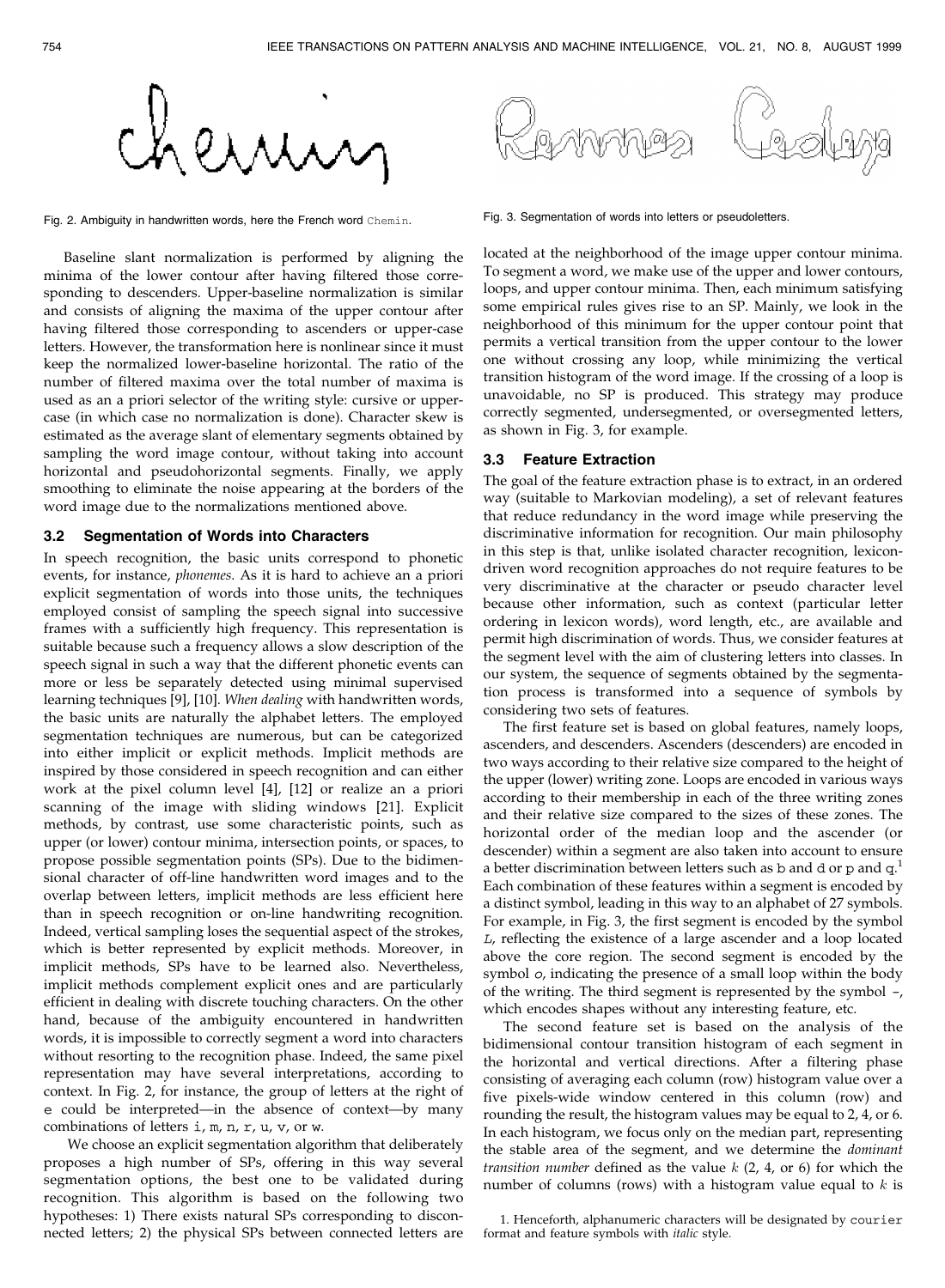Fig. 2. Ambiguity in handwritten words, here the French word `Chemin`.

Fig. 3. Segmentation of words into letters or pseudoletters.

Baseline slant normalization is performed by aligning the minima of the lower contour after having filtered those corresponding to descenders. Upper-baseline normalization is similar and consists of aligning the maxima of the upper contour after having filtered those corresponding to ascenders or upper-case letters. However, the transformation here is nonlinear since it must keep the normalized lower-baseline horizontal. The ratio of the number of filtered maxima over the total number of maxima is used as an a priori selector of the writing style: cursive or upper-case (in which case no normalization is done). Character skew is estimated as the average slant of elementary segments obtained by sampling the word image contour, without taking into account horizontal and pseudohorizontal segments. Finally, we apply smoothing to eliminate the noise appearing at the borders of the word image due to the normalizations mentioned above.

### 3.2 Segmentation of Words into Characters

In speech recognition, the basic units correspond to phonetic events, for instance, *phonemes*. As it is hard to achieve an a priori explicit segmentation of words into those units, the techniques employed consist of sampling the speech signal into successive frames with a sufficiently high frequency. This representation is suitable because such a frequency allows a slow description of the speech signal in such a way that the different phonetic events can more or less be separately detected using minimal supervised learning techniques [9], [10]. *When dealing* with handwritten words, the basic units are naturally the alphabet letters. The employed segmentation techniques are numerous, but can be categorized into either implicit or explicit methods. Implicit methods are inspired by those considered in speech recognition and can either work at the pixel column level [4], [12] or realize an a priori scanning of the image with sliding windows [21]. Explicit methods, by contrast, use some characteristic points, such as upper (or lower) contour minima, intersection points, or spaces, to propose possible segmentation points (SPs). Due to the bidimensional character of off-line handwritten word images and to the overlap between letters, implicit methods are less efficient here than in speech recognition or on-line handwriting recognition. Indeed, vertical sampling loses the sequential aspect of the strokes, which is better represented by explicit methods. Moreover, in implicit methods, SPs have to be learned also. Nevertheless, implicit methods complement explicit ones and are particularly efficient in dealing with discrete touching characters. On the other hand, because of the ambiguity encountered in handwritten words, it is impossible to correctly segment a word into characters without resorting to the recognition phase. Indeed, the same pixel representation may have several interpretations, according to context. In Fig. 2, for instance, the group of letters at the right of `e` could be interpreted—in the absence of context—by many combinations of letters `i`, `m`, `n`, `r`, `u`, `v`, or `w`.

We choose an explicit segmentation algorithm that deliberately proposes a high number of SPs, offering in this way several segmentation options, the best one to be validated during recognition. This algorithm is based on the following two hypotheses: 1) There exists natural SPs corresponding to disconnected letters; 2) the physical SPs between connected letters are located at the neighborhood of the image upper contour minima. To segment a word, we make use of the upper and lower contours, loops, and upper contour minima. Then, each minimum satisfying some empirical rules gives rise to an SP. Mainly, we look in the neighborhood of this minimum for the upper contour point that permits a vertical transition from the upper contour to the lower one without crossing any loop, while minimizing the vertical transition histogram of the word image. If the crossing of a loop is unavoidable, no SP is produced. This strategy may produce correctly segmented, undersegmented, or oversegmented letters, as shown in Fig. 3, for example.

### 3.3 Feature Extraction

The goal of the feature extraction phase is to extract, in an ordered way (suitable to Markovian modeling), a set of relevant features that reduce redundancy in the word image while preserving the discriminative information for recognition. Our main philosophy in this step is that, unlike isolated character recognition, lexicon-driven word recognition approaches do not require features to be very discriminative at the character or pseudo character level because other information, such as context (particular letter ordering in lexicon words), word length, etc., are available and permit high discrimination of words. Thus, we consider features at the segment level with the aim of clustering letters into classes. In our system, the sequence of segments obtained by the segmentation process is transformed into a sequence of symbols by considering two sets of features.

The first feature set is based on global features, namely loops, ascenders, and descenders. Ascenders (descenders) are encoded in two ways according to their relative size compared to the height of the upper (lower) writing zone. Loops are encoded in various ways according to their membership in each of the three writing zones and their relative size compared to the sizes of these zones. The horizontal order of the median loop and the ascender (or descender) within a segment are also taken into account to ensure a better discrimination between letters such as `b` and `d` or `p` and `q`.[1] Each combination of these features within a segment is encoded by a distinct symbol, leading in this way to an alphabet of 27 symbols. For example, in Fig. 3, the first segment is encoded by the symbol *L*, reflecting the existence of a large ascender and a loop located above the core region. The second segment is encoded by the symbol *o*, indicating the presence of a small loop within the body of the writing. The third segment is represented by the symbol *-*, which encodes shapes without any interesting feature, etc.

The second feature set is based on the analysis of the bidimensional contour transition histogram of each segment in the horizontal and vertical directions. After a filtering phase consisting of averaging each column (row) histogram value over a five pixels-wide window centered in this column (row) and rounding the result, the histogram values may be equal to 2, 4, or 6. In each histogram, we focus only on the median part, representing the stable area of the segment, and we determine the *dominant transition number* defined as the value $k$ (2, 4, or 6) for which the number of columns (rows) with a histogram value equal to $k$ is

1. Henceforth, alphanumeric characters will be designated by `courier` format and feature symbols with *italic* style.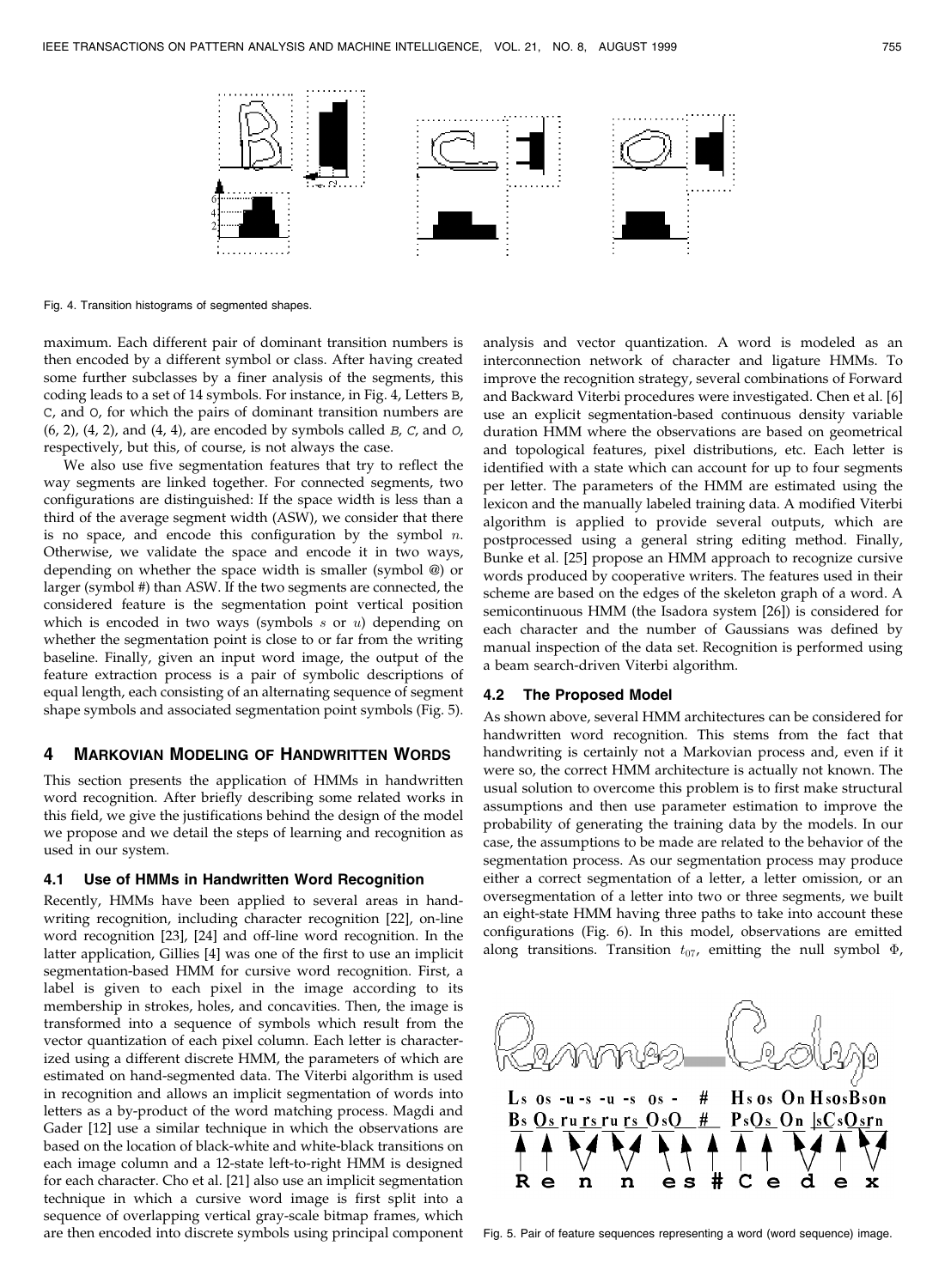Fig. 4. Transition histograms of segmented shapes.

maximum. Each different pair of dominant transition numbers is then encoded by a different symbol or class. After having created some further subclasses by a finer analysis of the segments, this coding leads to a set of 14 symbols. For instance, in Fig. 4, Letters B, C, and O, for which the pairs of dominant transition numbers are (6, 2), (4, 2), and (4, 4), are encoded by symbols called *B*, *C*, and *O*, respectively, but this, of course, is not always the case.

We also use five segmentation features that try to reflect the way segments are linked together. For connected segments, two configurations are distinguished: If the space width is less than a third of the average segment width (ASW), we consider that there is no space, and encode this configuration by the symbol $n$. Otherwise, we validate the space and encode it in two ways, depending on whether the space width is smaller (symbol @) or larger (symbol #) than ASW. If the two segments are connected, the considered feature is the segmentation point vertical position which is encoded in two ways (symbols $s$ or $u$) depending on whether the segmentation point is close to or far from the writing baseline. Finally, given an input word image, the output of the feature extraction process is a pair of symbolic descriptions of equal length, each consisting of an alternating sequence of segment shape symbols and associated segmentation point symbols (Fig. 5).

## 4 Markovian Modeling of Handwritten Words

This section presents the application of HMMs in handwritten word recognition. After briefly describing some related works in this field, we give the justifications behind the design of the model we propose and we detail the steps of learning and recognition as used in our system.

### 4.1 Use of HMMs in Handwritten Word Recognition

Recently, HMMs have been applied to several areas in handwriting recognition, including character recognition [22], on-line word recognition [23], [24] and off-line word recognition. In the latter application, Gillies [4] was one of the first to use an implicit segmentation-based HMM for cursive word recognition. First, a label is given to each pixel in the image according to its membership in strokes, holes, and concavities. Then, the image is transformed into a sequence of symbols which result from the vector quantization of each pixel column. Each letter is characterized using a different discrete HMM, the parameters of which are estimated on hand-segmented data. The Viterbi algorithm is used in recognition and allows an implicit segmentation of words into letters as a by-product of the word matching process. Magdi and Gader [12] use a similar technique in which the observations are based on the location of black-white and white-black transitions on each image column and a 12-state left-to-right HMM is designed for each character. Cho et al. [21] also use an implicit segmentation technique in which a cursive word image is first split into a sequence of overlapping vertical gray-scale bitmap frames, which are then encoded into discrete symbols using principal component analysis and vector quantization. A word is modeled as an interconnection network of character and ligature HMMs. To improve the recognition strategy, several combinations of Forward and Backward Viterbi procedures were investigated. Chen et al. [6] use an explicit segmentation-based continuous density variable duration HMM where the observations are based on geometrical and topological features, pixel distributions, etc. Each letter is identified with a state which can account for up to four segments per letter. The parameters of the HMM are estimated using the lexicon and the manually labeled training data. A modified Viterbi algorithm is applied to provide several outputs, which are postprocessed using a general string editing method. Finally, Bunke et al. [25] propose an HMM approach to recognize cursive words produced by cooperative writers. The features used in their scheme are based on the edges of the skeleton graph of a word. A semicontinuous HMM (the Isadora system [26]) is considered for each character and the number of Gaussians was defined by manual inspection of the data set. Recognition is performed using a beam search-driven Viterbi algorithm.

### 4.2 The Proposed Model

As shown above, several HMM architectures can be considered for handwritten word recognition. This stems from the fact that handwriting is certainly not a Markovian process and, even if it were so, the correct HMM architecture is actually not known. The usual solution to overcome this problem is to first make structural assumptions and then use parameter estimation to improve the probability of generating the training data by the models. In our case, the assumptions to be made are related to the behavior of the segmentation process. As our segmentation process may produce either a correct segmentation of a letter, a letter omission, or an oversegmentation of a letter into two or three segments, we built an eight-state HMM having three paths to take into account these configurations (Fig. 6). In this model, observations are emitted along transitions. Transition $t_{07}$, emitting the null symbol $\Phi$,

Fig. 5. Pair of feature sequences representing a word (word sequence) image.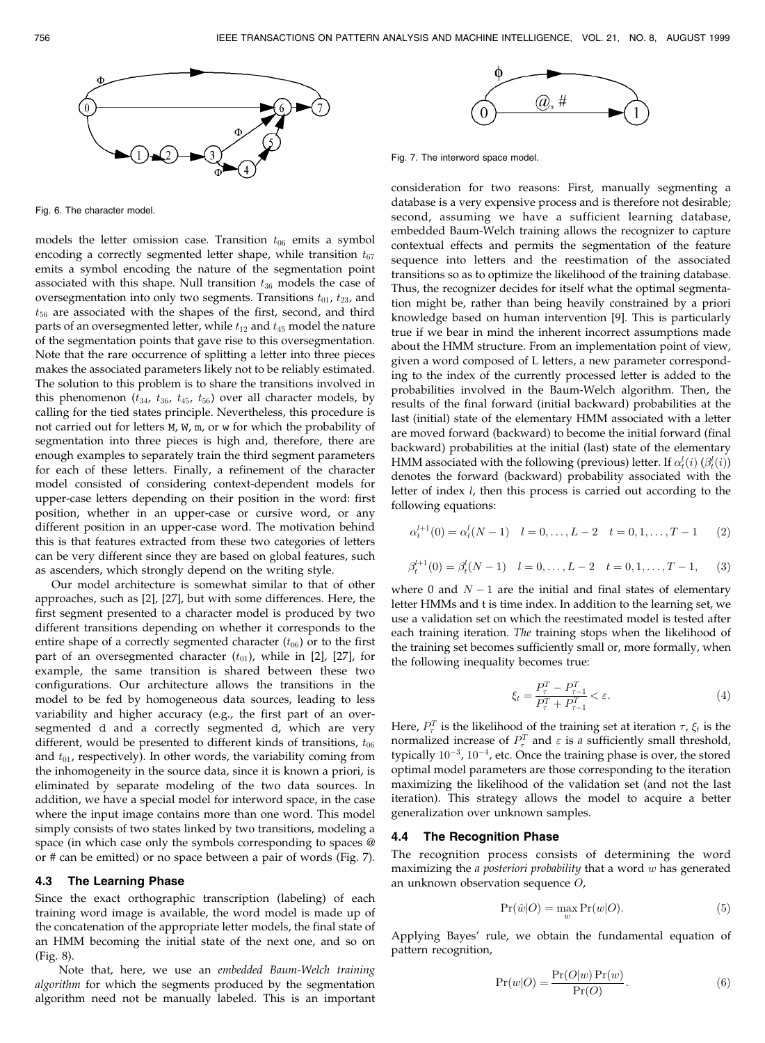Fig. 6. The character model.

models the letter omission case. Transition $t_{06}$ emits a symbol encoding a correctly segmented letter shape, while transition $t_{67}$ emits a symbol encoding the nature of the segmentation point associated with this shape. Null transition $t_{36}$ models the case of oversegmentation into only two segments. Transitions $t_{01}$, $t_{23}$, and $t_{56}$ are associated with the shapes of the first, second, and third parts of an oversegmented letter, while $t_{12}$ and $t_{45}$ model the nature of the segmentation points that gave rise to this oversegmentation. Note that the rare occurrence of splitting a letter into three pieces makes the associated parameters likely not to be reliably estimated. The solution to this problem is to share the transitions involved in this phenomenon ($t_{34}$, $t_{36}$, $t_{45}$, $t_{56}$) over all character models, by calling for the tied states principle. Nevertheless, this procedure is not carried out for letters M, W, m, or w for which the probability of segmentation into three pieces is high and, therefore, there are enough examples to separately train the third segment parameters for each of these letters. Finally, a refinement of the character model consisted of considering context-dependent models for upper-case letters depending on their position in the word: first position, whether in an upper-case or cursive word, or any different position in an upper-case word. The motivation behind this is that features extracted from these two categories of letters can be very different since they are based on global features, such as ascenders, which strongly depend on the writing style.

Our model architecture is somewhat similar to that of other approaches, such as [2], [27], but with some differences. Here, the first segment presented to a character model is produced by two different transitions depending on whether it corresponds to the entire shape of a correctly segmented character ($t_{06}$) or to the first part of an oversegmented character ($t_{01}$), while in [2], [27], for example, the same transition is shared between these two configurations. Our architecture allows the transitions in the model to be fed by homogeneous data sources, leading to less variability and higher accuracy (e.g., the first part of an oversegmented d and a correctly segmented d, which are very different, would be presented to different kinds of transitions, $t_{06}$ and $t_{01}$, respectively). In other words, the variability coming from the inhomogeneity in the source data, since it is known a priori, is eliminated by separate modeling of the two data sources. In addition, we have a special model for interword space, in the case where the input image contains more than one word. This model simply consists of two states linked by two transitions, modeling a space (in which case only the symbols corresponding to spaces @ or # can be emitted) or no space between a pair of words (Fig. 7).

Fig. 7. The interword space model.

### 4.3 The Learning Phase

Since the exact orthographic transcription (labeling) of each training word image is available, the word model is made up of the concatenation of the appropriate letter models, the final state of an HMM becoming the initial state of the next one, and so on (Fig. 8).

Note that, here, we use an *embedded Baum-Welch training algorithm* for which the segments produced by the segmentation algorithm need not be manually labeled. This is an important consideration for two reasons: First, manually segmenting a database is a very expensive process and is therefore not desirable; second, assuming we have a sufficient learning database, embedded Baum-Welch training allows the recognizer to capture contextual effects and permits the segmentation of the feature sequence into letters and the reestimation of the associated transitions so as to optimize the likelihood of the training database. Thus, the recognizer decides for itself what the optimal segmentation might be, rather than being heavily constrained by a priori knowledge based on human intervention [9]. This is particularly true if we bear in mind the inherent incorrect assumptions made about the HMM structure. From an implementation point of view, given a word composed of L letters, a new parameter corresponding to the index of the currently processed letter is added to the probabilities involved in the Baum-Welch algorithm. Then, the results of the final forward (initial backward) probabilities at the last (initial) state of the elementary HMM associated with a letter are moved forward (backward) to become the initial forward (final backward) probabilities at the initial (last) state of the elementary HMM associated with the following (previous) letter. If $\alpha_t^l(i)$ ($\beta_t^l(i)$) denotes the forward (backward) probability associated with the letter of index $l$, then this process is carried out according to the following equations:

$$\alpha_t^{l+1}(0) = \alpha_t^l(N-1) \quad l = 0, \ldots, L-2 \quad t = 0, 1, \ldots, T-1 \tag{2}$$

$$\beta_t^{l+1}(0) = \beta_t^l(N-1) \quad l = 0, \ldots, L-2 \quad t = 0, 1, \ldots, T-1, \tag{3}$$

where 0 and $N-1$ are the initial and final states of elementary letter HMMs and t is time index. In addition to the learning set, we use a validation set on which the reestimated model is tested after each training iteration. *The* training stops when the likelihood of the training set becomes sufficiently small or, more formally, when the following inequality becomes true:

$$\xi_t = \frac{P_\tau^T - P_{\tau-1}^T}{P_\tau^T + P_{\tau-1}^T} < \varepsilon. \tag{4}$$

Here, $P_\tau^T$ is the likelihood of the training set at iteration $\tau$, $\xi_t$ is the normalized increase of $P_\tau^T$ and $\varepsilon$ is *a* sufficiently small threshold, typically $10^{-3}$, $10^{-4}$, etc. Once the training phase is over, the stored optimal model parameters are those corresponding to the iteration maximizing the likelihood of the validation set (and not the last iteration). This strategy allows the model to acquire a better generalization over unknown samples.

### 4.4 The Recognition Phase

The recognition process consists of determining the word maximizing the *a posteriori probability* that a word $w$ has generated an unknown observation sequence $O$,

$$\Pr(\hat{w}|O) = \max_w \Pr(w|O). \tag{5}$$

Applying Bayes' rule, we obtain the fundamental equation of pattern recognition,

$$\Pr(w|O) = \frac{\Pr(O|w)\Pr(w)}{\Pr(O)}. \tag{6}$$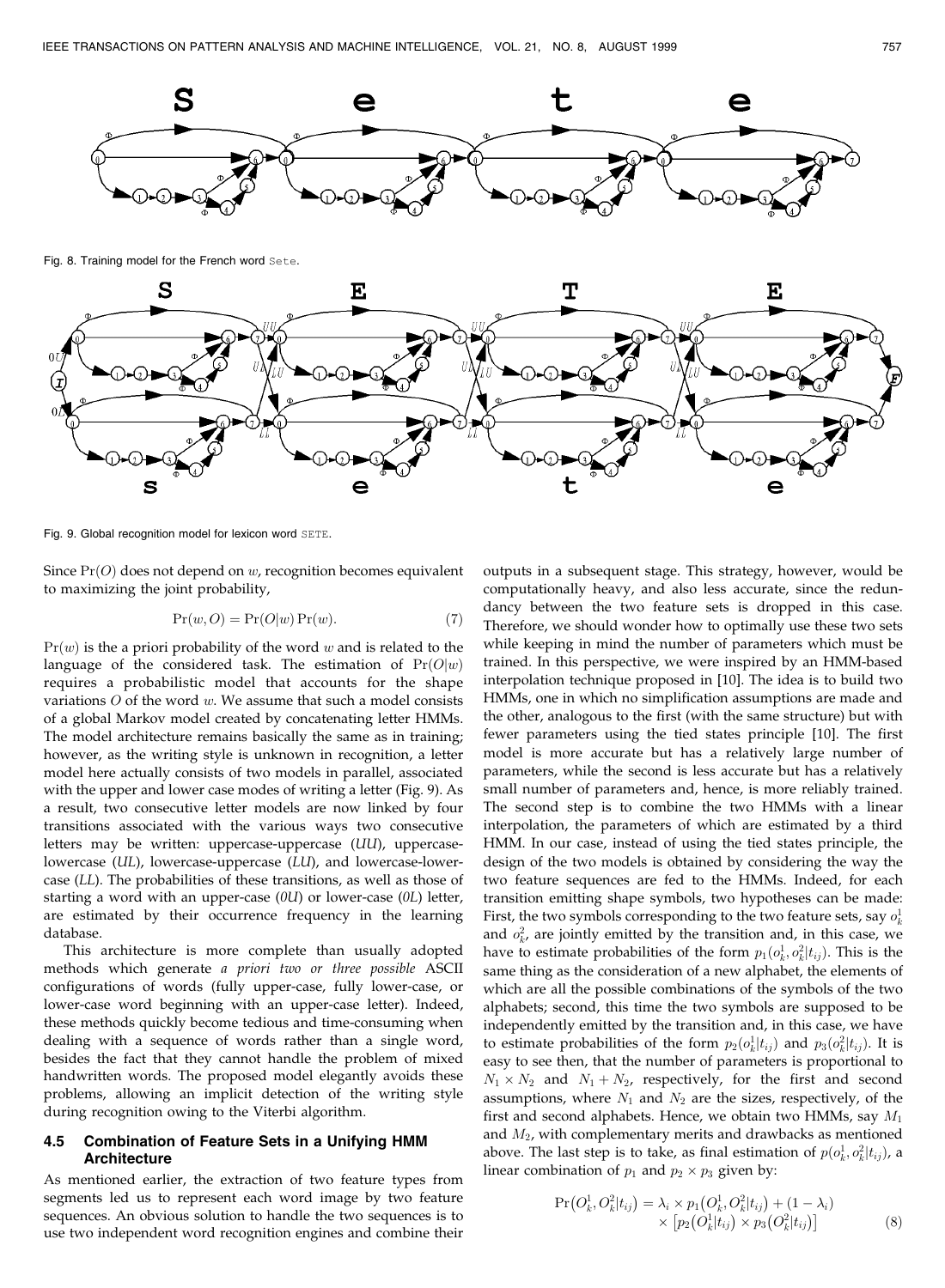S e t e

Fig. 8. Training model for the French word Sete.

S E T E

s e t e

Fig. 9. Global recognition model for lexicon word SETE.

Since $\Pr(O)$ does not depend on $w$, recognition becomes equivalent to maximizing the joint probability,

$$\Pr(w, O) = \Pr(O|w)\Pr(w). \tag{7}$$

$\Pr(w)$ is the a priori probability of the word $w$ and is related to the language of the considered task. The estimation of $\Pr(O|w)$ requires a probabilistic model that accounts for the shape variations $O$ of the word $w$. We assume that such a model consists of a global Markov model created by concatenating letter HMMs. The model architecture remains basically the same as in training; however, as the writing style is unknown in recognition, a letter model here actually consists of two models in parallel, associated with the upper and lower case modes of writing a letter (Fig. 9). As a result, two consecutive letter models are now linked by four transitions associated with the various ways two consecutive letters may be written: uppercase-uppercase (*UU*), uppercase-lowercase (*UL*), lowercase-uppercase (*LU*), and lowercase-lowercase (*LL*). The probabilities of these transitions, as well as those of starting a word with an upper-case (*0U*) or lower-case (*0L*) letter, are estimated by their occurrence frequency in the learning database.

This architecture is more complete than usually adopted methods which generate *a priori two or three possible* ASCII configurations of words (fully upper-case, fully lower-case, or lower-case word beginning with an upper-case letter). Indeed, these methods quickly become tedious and time-consuming when dealing with a sequence of words rather than a single word, besides the fact that they cannot handle the problem of mixed handwritten words. The proposed model elegantly avoids these problems, allowing an implicit detection of the writing style during recognition owing to the Viterbi algorithm.

### 4.5 Combination of Feature Sets in a Unifying HMM Architecture

As mentioned earlier, the extraction of two feature types from segments led us to represent each word image by two feature sequences. An obvious solution to handle the two sequences is to use two independent word recognition engines and combine their outputs in a subsequent stage. This strategy, however, would be computationally heavy, and also less accurate, since the redundancy between the two feature sets is dropped in this case. Therefore, we should wonder how to optimally use these two sets while keeping in mind the number of parameters which must be trained. In this perspective, we were inspired by an HMM-based interpolation technique proposed in [10]. The idea is to build two HMMs, one in which no simplification assumptions are made and the other, analogous to the first (with the same structure) but with fewer parameters using the tied states principle [10]. The first model is more accurate but has a relatively large number of parameters, while the second is less accurate but has a relatively small number of parameters and, hence, is more reliably trained. The second step is to combine the two HMMs with a linear interpolation, the parameters of which are estimated by a third HMM. In our case, instead of using the tied states principle, the design of the two models is obtained by considering the way the two feature sequences are fed to the HMMs. Indeed, for each transition emitting shape symbols, two hypotheses can be made: First, the two symbols corresponding to the two feature sets, say $o_k^1$ and $o_k^2$, are jointly emitted by the transition and, in this case, we have to estimate probabilities of the form $p_1(o_k^1, o_k^2|t_{ij})$. This is the same thing as the consideration of a new alphabet, the elements of which are all the possible combinations of the symbols of the two alphabets; second, this time the two symbols are supposed to be independently emitted by the transition and, in this case, we have to estimate probabilities of the form $p_2(o_k^1|t_{ij})$ and $p_3(o_k^2|t_{ij})$. It is easy to see then, that the number of parameters is proportional to $N_1 \times N_2$ and $N_1 + N_2$, respectively, for the first and second assumptions, where $N_1$ and $N_2$ are the sizes, respectively, of the first and second alphabets. Hence, we obtain two HMMs, say $M_1$ and $M_2$, with complementary merits and drawbacks as mentioned above. The last step is to take, as final estimation of $p(o_k^1, o_k^2|t_{ij})$, a linear combination of $p_1$ and $p_2 \times p_3$ given by:

$$\Pr(O_k^1, O_k^2|t_{ij}) = \lambda_i \times p_1(O_k^1, O_k^2|t_{ij}) + (1 - \lambda_i) \times \left[p_2(O_k^1|t_{ij}) \times p_3(O_k^2|t_{ij})\right] \tag{8}$$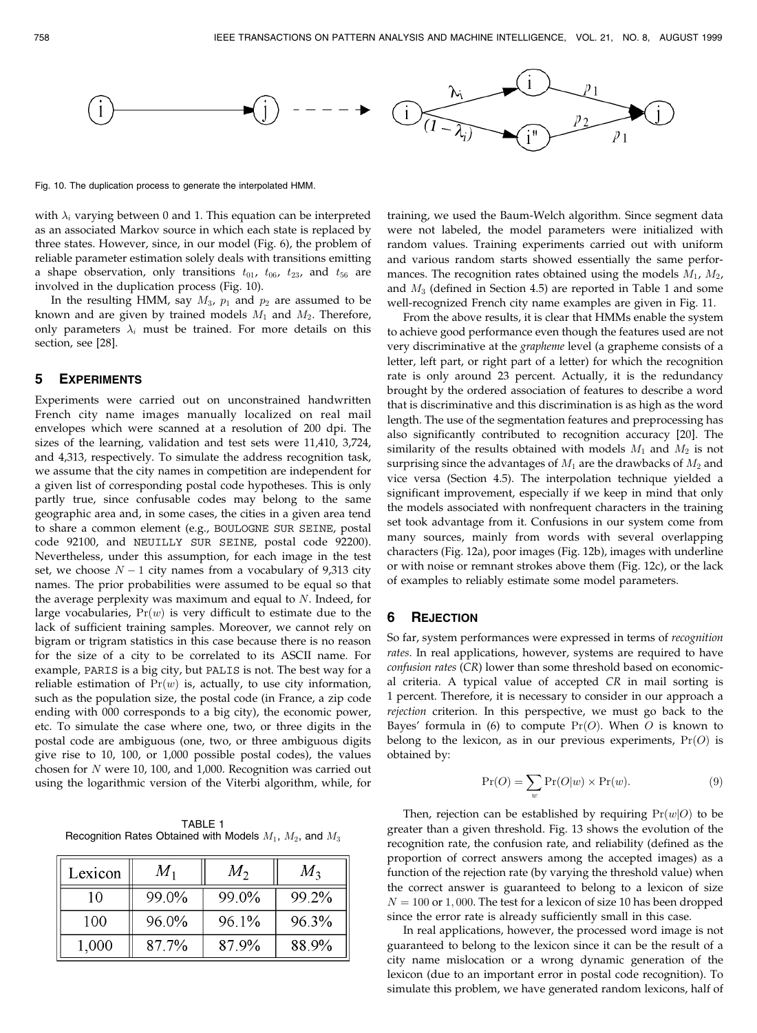Fig. 10. The duplication process to generate the interpolated HMM.

with $\lambda_i$ varying between 0 and 1. This equation can be interpreted as an associated Markov source in which each state is replaced by three states. However, since, in our model (Fig. 6), the problem of reliable parameter estimation solely deals with transitions emitting a shape observation, only transitions $t_{01}$, $t_{06}$, $t_{23}$, and $t_{56}$ are involved in the duplication process (Fig. 10).

In the resulting HMM, say $M_3$, $p_1$ and $p_2$ are assumed to be known and are given by trained models $M_1$ and $M_2$. Therefore, only parameters $\lambda_i$ must be trained. For more details on this section, see [28].

## 5 Experiments

Experiments were carried out on unconstrained handwritten French city name images manually localized on real mail envelopes which were scanned at a resolution of 200 dpi. The sizes of the learning, validation and test sets were 11,410, 3,724, and 4,313, respectively. To simulate the address recognition task, we assume that the city names in competition are independent for a given list of corresponding postal code hypotheses. This is only partly true, since confusable codes may belong to the same geographic area and, in some cases, the cities in a given area tend to share a common element (e.g., `BOULOGNE SUR SEINE`, postal code 92100, and `NEUILLY SUR SEINE`, postal code 92200). Nevertheless, under this assumption, for each image in the test set, we choose $N-1$ city names from a vocabulary of 9,313 city names. The prior probabilities were assumed to be equal so that the average perplexity was maximum and equal to $N$. Indeed, for large vocabularies, $\Pr(w)$ is very difficult to estimate due to the lack of sufficient training samples. Moreover, we cannot rely on bigram or trigram statistics in this case because there is no reason for the size of a city to be correlated to its ASCII name. For example, `PARIS` is a big city, but `PALIS` is not. The best way for a reliable estimation of $\Pr(w)$ is, actually, to use city information, such as the population size, the postal code (in France, a zip code ending with 000 corresponds to a big city), the economic power, etc. To simulate the case where one, two, or three digits in the postal code are ambiguous (one, two, or three ambiguous digits give rise to 10, 100, or 1,000 possible postal codes), the values chosen for $N$ were 10, 100, and 1,000. Recognition was carried out using the logarithmic version of the Viterbi algorithm, while, for training, we used the Baum-Welch algorithm. Since segment data were not labeled, the model parameters were initialized with random values. Training experiments carried out with uniform and various random starts showed essentially the same performances. The recognition rates obtained using the models $M_1$, $M_2$, and $M_3$ (defined in Section 4.5) are reported in Table 1 and some well-recognized French city name examples are given in Fig. 11.

TABLE 1
Recognition Rates Obtained with Models $M_1$, $M_2$, and $M_3$

| Lexicon | $M_1$ | $M_2$ | $M_3$ |
|---|---|---|---|
| 10 | 99.0% | 99.0% | 99.2% |
| 100 | 96.0% | 96.1% | 96.3% |
| 1,000 | 87.7% | 87.9% | 88.9% |

From the above results, it is clear that HMMs enable the system to achieve good performance even though the features used are not very discriminative at the *grapheme* level (a grapheme consists of a letter, left part, or right part of a letter) for which the recognition rate is only around 23 percent. Actually, it is the redundancy brought by the ordered association of features to describe a word that is discriminative and this discrimination is as high as the word length. The use of the segmentation features and preprocessing has also significantly contributed to recognition accuracy [20]. The similarity of the results obtained with models $M_1$ and $M_2$ is not surprising since the advantages of $M_1$ are the drawbacks of $M_2$ and vice versa (Section 4.5). The interpolation technique yielded a significant improvement, especially if we keep in mind that only the models associated with nonfrequent characters in the training set took advantage from it. Confusions in our system come from many sources, mainly from words with several overlapping characters (Fig. 12a), poor images (Fig. 12b), images with underline or with noise or remnant strokes above them (Fig. 12c), or the lack of examples to reliably estimate some model parameters.

## 6 Rejection

So far, system performances were expressed in terms of *recognition rates*. In real applications, however, systems are required to have *confusion rates* (*CR*) lower than some threshold based on economical criteria. A typical value of accepted *CR* in mail sorting is 1 percent. Therefore, it is necessary to consider in our approach a *rejection* criterion. In this perspective, we must go back to the Bayes' formula in (6) to compute $\Pr(O)$. When $O$ is known to belong to the lexicon, as in our previous experiments, $\Pr(O)$ is obtained by:

$$\Pr(O) = \sum_{w} \Pr(O|w) \times \Pr(w). \tag{9}$$

Then, rejection can be established by requiring $\Pr(w|O)$ to be greater than a given threshold. Fig. 13 shows the evolution of the recognition rate, the confusion rate, and reliability (defined as the proportion of correct answers among the accepted images) as a function of the rejection rate (by varying the threshold value) when the correct answer is guaranteed to belong to a lexicon of size $N = 100$ or $1,000$. The test for a lexicon of size 10 has been dropped since the error rate is already sufficiently small in this case.

In real applications, however, the processed word image is not guaranteed to belong to the lexicon since it can be the result of a city name mislocation or a wrong dynamic generation of the lexicon (due to an important error in postal code recognition). To simulate this problem, we have generated random lexicons, half of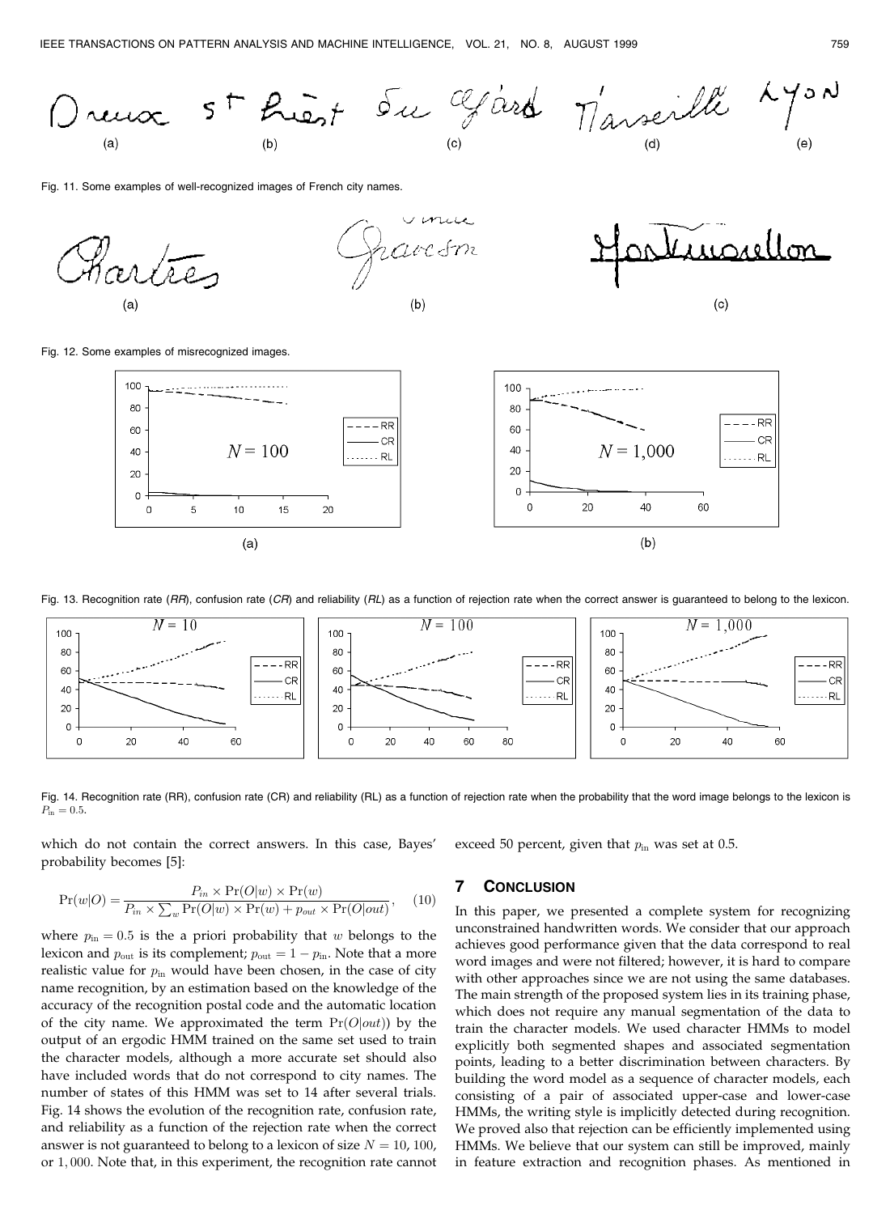Fig. 11. Some examples of well-recognized images of French city names.

Fig. 12. Some examples of misrecognized images.

Fig. 13. Recognition rate (*RR*), confusion rate (*CR*) and reliability (*RL*) as a function of rejection rate when the correct answer is guaranteed to belong to the lexicon.

Fig. 14. Recognition rate (RR), confusion rate (CR) and reliability (RL) as a function of rejection rate when the probability that the word image belongs to the lexicon is $P_{in} = 0.5$.

which do not contain the correct answers. In this case, Bayes' probability becomes [5]:

$$\Pr(w|O) = \frac{P_{in} \times \Pr(O|w) \times \Pr(w)}{P_{in} \times \sum_w \Pr(O|w) \times \Pr(w) + p_{out} \times \Pr(O|out)}, \quad (10)$$

where $p_{\text{in}} = 0.5$ is the a priori probability that $w$ belongs to the lexicon and $p_{\text{out}}$ is its complement; $p_{\text{out}} = 1 - p_{\text{in}}$. Note that a more realistic value for $p_{\text{in}}$ would have been chosen, in the case of city name recognition, by an estimation based on the knowledge of the accuracy of the recognition postal code and the automatic location of the city name. We approximated the term $\Pr(O|out))$ by the output of an ergodic HMM trained on the same set used to train the character models, although a more accurate set should also have included words that do not correspond to city names. The number of states of this HMM was set to 14 after several trials. Fig. 14 shows the evolution of the recognition rate, confusion rate, and reliability as a function of the rejection rate when the correct answer is not guaranteed to belong to a lexicon of size $N = 10$, $100$, or $1,000$. Note that, in this experiment, the recognition rate cannot exceed 50 percent, given that $p_{\text{in}}$ was set at 0.5.

## 7 Conclusion

In this paper, we presented a complete system for recognizing unconstrained handwritten words. We consider that our approach achieves good performance given that the data correspond to real word images and were not filtered; however, it is hard to compare with other approaches since we are not using the same databases. The main strength of the proposed system lies in its training phase, which does not require any manual segmentation of the data to train the character models. We used character HMMs to model explicitly both segmented shapes and associated segmentation points, leading to a better discrimination between characters. By building the word model as a sequence of character models, each consisting of a pair of associated upper-case and lower-case HMMs, the writing style is implicitly detected during recognition. We proved also that rejection can be efficiently implemented using HMMs. We believe that our system can still be improved, mainly in feature extraction and recognition phases. As mentioned in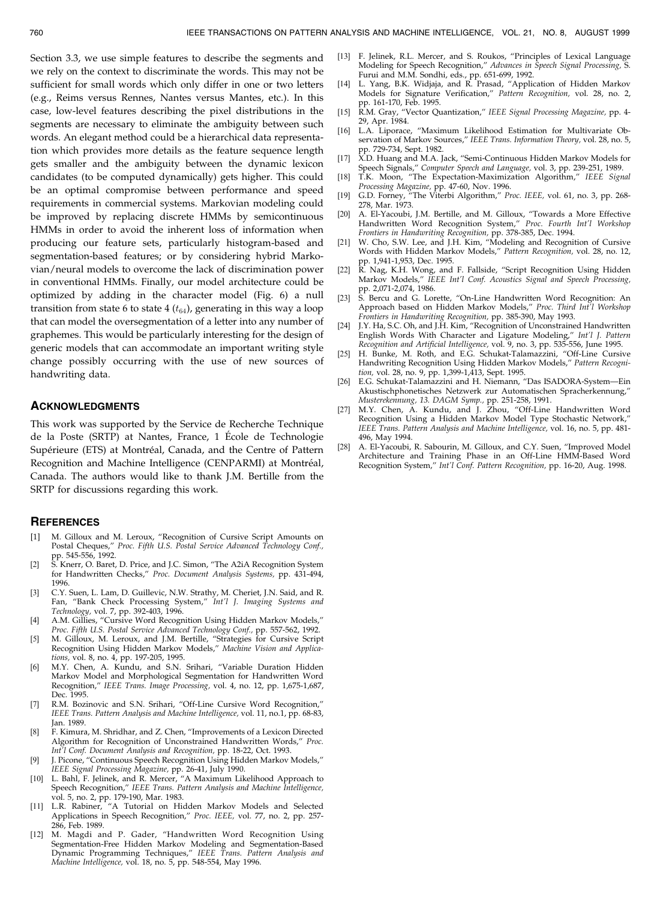Section 3.3, we use simple features to describe the segments and we rely on the context to discriminate the words. This may not be sufficient for small words which only differ in one or two letters (e.g., Reims versus Rennes, Nantes versus Mantes, etc.). In this case, low-level features describing the pixel distributions in the segments are necessary to eliminate the ambiguity between such words. An elegant method could be a hierarchical data representation which provides more details as the feature sequence length gets smaller and the ambiguity between the dynamic lexicon candidates (to be computed dynamically) gets higher. This could be an optimal compromise between performance and speed requirements in commercial systems. Markovian modeling could be improved by replacing discrete HMMs by semicontinuous HMMs in order to avoid the inherent loss of information when producing our feature sets, particularly histogram-based and segmentation-based features; or by considering hybrid Markovian/neural models to overcome the lack of discrimination power in conventional HMMs. Finally, our model architecture could be optimized by adding in the character model (Fig. 6) a null transition from state 6 to state 4 ($t_{64}$), generating in this way a loop that can model the oversegmentation of a letter into any number of graphemes. This would be particularly interesting for the design of generic models that can accommodate an important writing style change possibly occurring with the use of new sources of handwriting data.

## Acknowledgments

This work was supported by the Service de Recherche Technique de la Poste (SRTP) at Nantes, France, 1 École de Technologie Supérieure (ETS) at Montréal, Canada, and the Centre of Pattern Recognition and Machine Intelligence (CENPARMI) at Montréal, Canada. The authors would like to thank J.M. Bertille from the SRTP for discussions regarding this work.

## References

[1] M. Gilloux and M. Leroux, "Recognition of Cursive Script Amounts on Postal Cheques," *Proc. Fifth U.S. Postal Service Advanced Technology Conf.*, pp. 545-556, 1992.

[2] S. Knerr, O. Baret, D. Price, and J.C. Simon, "The A2iA Recognition System for Handwritten Checks," *Proc. Document Analysis Systems*, pp. 431-494, 1996.

[3] C.Y. Suen, L. Lam, D. Guillevic, N.W. Strathy, M. Cheriet, J.N. Said, and R. Fan, "Bank Check Processing System," *Int'l J. Imaging Systems and Technology*, vol. 7, pp. 392-403, 1996.

[4] A.M. Gillies, "Cursive Word Recognition Using Hidden Markov Models," *Proc. Fifth U.S. Postal Service Advanced Technology Conf.*, pp. 557-562, 1992.

[5] M. Gilloux, M. Leroux, and J.M. Bertille, "Strategies for Cursive Script Recognition Using Hidden Markov Models," *Machine Vision and Applications*, vol. 8, no. 4, pp. 197-205, 1995.

[6] M.Y. Chen, A. Kundu, and S.N. Srihari, "Variable Duration Hidden Markov Model and Morphological Segmentation for Handwritten Word Recognition," *IEEE Trans. Image Processing*, vol. 4, no. 12, pp. 1,675-1,687, Dec. 1995.

[7] R.M. Bozinovic and S.N. Srihari, "Off-Line Cursive Word Recognition," *IEEE Trans. Pattern Analysis and Machine Intelligence*, vol. 11, no.1, pp. 68-83, Jan. 1989.

[8] F. Kimura, M. Shridhar, and Z. Chen, "Improvements of a Lexicon Directed Algorithm for Recognition of Unconstrained Handwritten Words," *Proc. Int'l Conf. Document Analysis and Recognition*, pp. 18-22, Oct. 1993.

[9] J. Picone, "Continuous Speech Recognition Using Hidden Markov Models," *IEEE Signal Processing Magazine*, pp. 26-41, July 1990.

[10] L. Bahl, F. Jelinek, and R. Mercer, "A Maximum Likelihood Approach to Speech Recognition," *IEEE Trans. Pattern Analysis and Machine Intelligence*, vol. 5, no. 2, pp. 179-190, Mar. 1983.

[11] L.R. Rabiner, "A Tutorial on Hidden Markov Models and Selected Applications in Speech Recognition," *Proc. IEEE*, vol. 77, no. 2, pp. 257-286, Feb. 1989.

[12] M. Magdi and P. Gader, "Handwritten Word Recognition Using Segmentation-Free Hidden Markov Modeling and Segmentation-Based Dynamic Programming Techniques," *IEEE Trans. Pattern Analysis and Machine Intelligence*, vol. 18, no. 5, pp. 548-554, May 1996.

[13] F. Jelinek, R.L. Mercer, and S. Roukos, "Principles of Lexical Language Modeling for Speech Recognition," *Advances in Speech Signal Processing*, S. Furui and M.M. Sondhi, eds., pp. 651-699, 1992.

[14] L. Yang, B.K. Widjaja, and R. Prasad, "Application of Hidden Markov Models for Signature Verification," *Pattern Recognition*, vol. 28, no. 2, pp. 161-170, Feb. 1995.

[15] R.M. Gray, "Vector Quantization," *IEEE Signal Processing Magazine*, pp. 4-29, Apr. 1984.

[16] L.A. Liporace, "Maximum Likelihood Estimation for Multivariate Observation of Markov Sources," *IEEE Trans. Information Theory*, vol. 28, no. 5, pp. 729-734, Sept. 1982.

[17] X.D. Huang and M.A. Jack, "Semi-Continuous Hidden Markov Models for Speech Signals," *Computer Speech and Language*, vol. 3, pp. 239-251, 1989.

[18] T.K. Moon, "The Expectation-Maximization Algorithm," *IEEE Signal Processing Magazine*, pp. 47-60, Nov. 1996.

[19] G.D. Forney, "The Viterbi Algorithm," *Proc. IEEE*, vol. 61, no. 3, pp. 268-278, Mar. 1973.

[20] A. El-Yacoubi, J.M. Bertille, and M. Gilloux, "Towards a More Effective Handwritten Word Recognition System," *Proc. Fourth Int'l Workshop Frontiers in Handwriting Recognition*, pp. 378-385, Dec. 1994.

[21] W. Cho, S.W. Lee, and J.H. Kim, "Modeling and Recognition of Cursive Words with Hidden Markov Models," *Pattern Recognition*, vol. 28, no. 12, pp. 1,941-1,953, Dec. 1995.

[22] R. Nag, K.H. Wong, and F. Fallside, "Script Recognition Using Hidden Markov Models," *IEEE Int'l Conf. Acoustics Signal and Speech Processing*, pp. 2,071-2,074, 1986.

[23] S. Bercu and G. Lorette, "On-Line Handwritten Word Recognition: An Approach based on Hidden Markov Models," *Proc. Third Int'l Workshop Frontiers in Handwriting Recognition*, pp. 385-390, May 1993.

[24] J.Y. Ha, S.C. Oh, and J.H. Kim, "Recognition of Unconstrained Handwritten English Words With Character and Ligature Modeling," *Int'l J. Pattern Recognition and Artificial Intelligence*, vol. 9, no. 3, pp. 535-556, June 1995.

[25] H. Bunke, M. Roth, and E.G. Schukat-Talamazzini, "Off-Line Cursive Handwriting Recognition Using Hidden Markov Models," *Pattern Recognition*, vol. 28, no. 9, pp. 1,399-1,413, Sept. 1995.

[26] E.G. Schukat-Talamazzini and H. Niemann, "Das ISADORA-System—Ein Akustischphonetisches Netzwerk zur Automatischen Spracherkennung," *Musterekennung, 13. DAGM Symp.*, pp. 251-258, 1991.

[27] M.Y. Chen, A. Kundu, and J. Zhou, "Off-Line Handwritten Word Recognition Using a Hidden Markov Model Type Stochastic Network," *IEEE Trans. Pattern Analysis and Machine Intelligence*, vol. 16, no. 5, pp. 481-496, May 1994.

[28] A. El-Yacoubi, R. Sabourin, M. Gilloux, and C.Y. Suen, "Improved Model Architecture and Training Phase in an Off-Line HMM-Based Word Recognition System," *Int'l Conf. Pattern Recognition*, pp. 16-20, Aug. 1998.